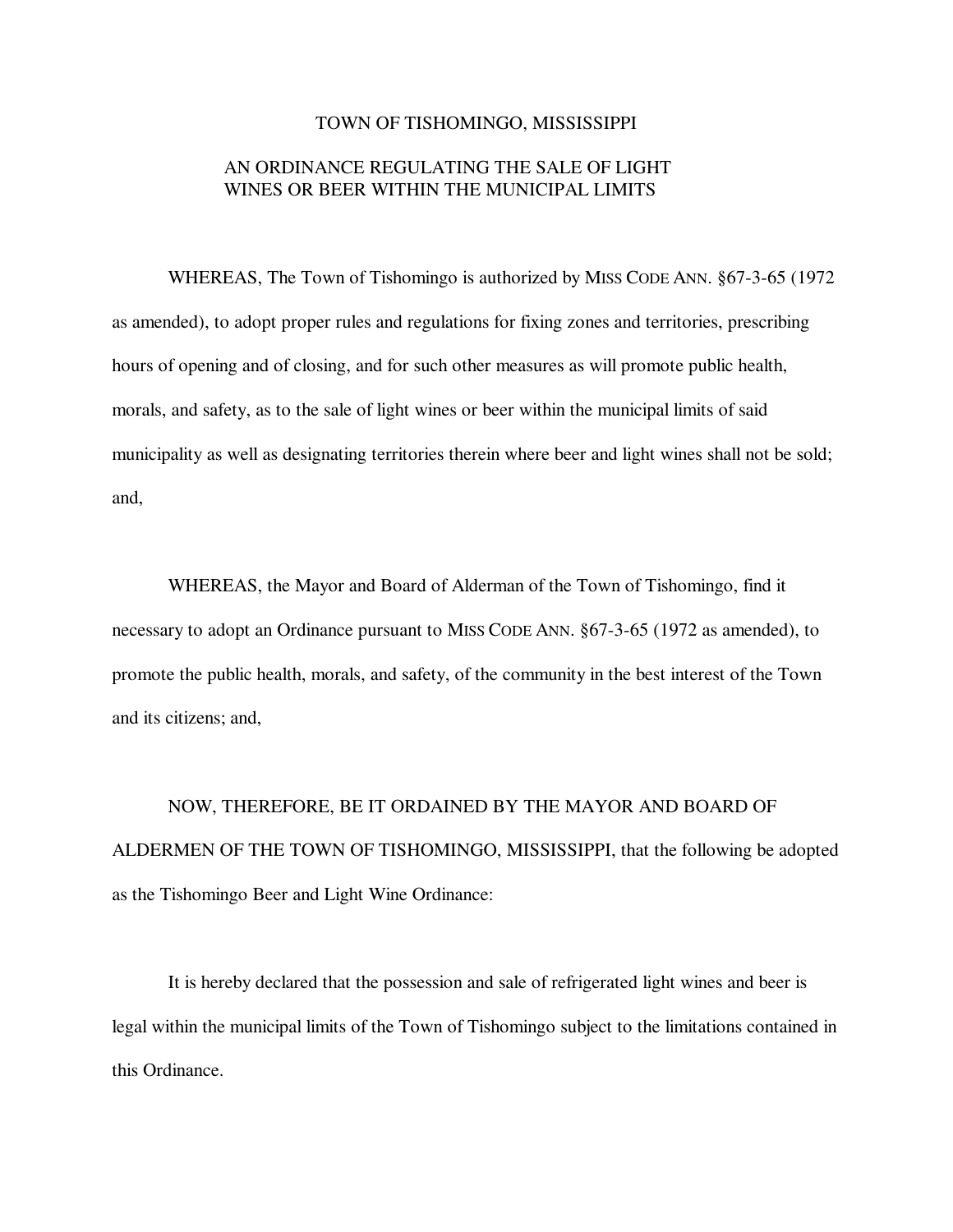# TOWN OF TISHOMINGO, MISSISSIPPI

## AN ORDINANCE REGULATING THE SALE OF LIGHT WINES OR BEER WITHIN THE MUNICIPAL LIMITS

WHEREAS, The Town of Tishomingo is authorized by MISS CODE ANN. §67-3-65 (1972 as amended), to adopt proper rules and regulations for fixing zones and territories, prescribing hours of opening and of closing, and for such other measures as will promote public health, morals, and safety, as to the sale of light wines or beer within the municipal limits of said municipality as well as designating territories therein where beer and light wines shall not be sold; and,

WHEREAS, the Mayor and Board of Alderman of the Town of Tishomingo, find it necessary to adopt an Ordinance pursuant to MISS CODE ANN. §67-3-65 (1972 as amended), to promote the public health, morals, and safety, of the community in the best interest of the Town and its citizens; and,

NOW, THEREFORE, BE IT ORDAINED BY THE MAYOR AND BOARD OF ALDERMEN OF THE TOWN OF TISHOMINGO, MISSISSIPPI, that the following be adopted as the Tishomingo Beer and Light Wine Ordinance:

It is hereby declared that the possession and sale of refrigerated light wines and beer is legal within the municipal limits of the Town of Tishomingo subject to the limitations contained in this Ordinance.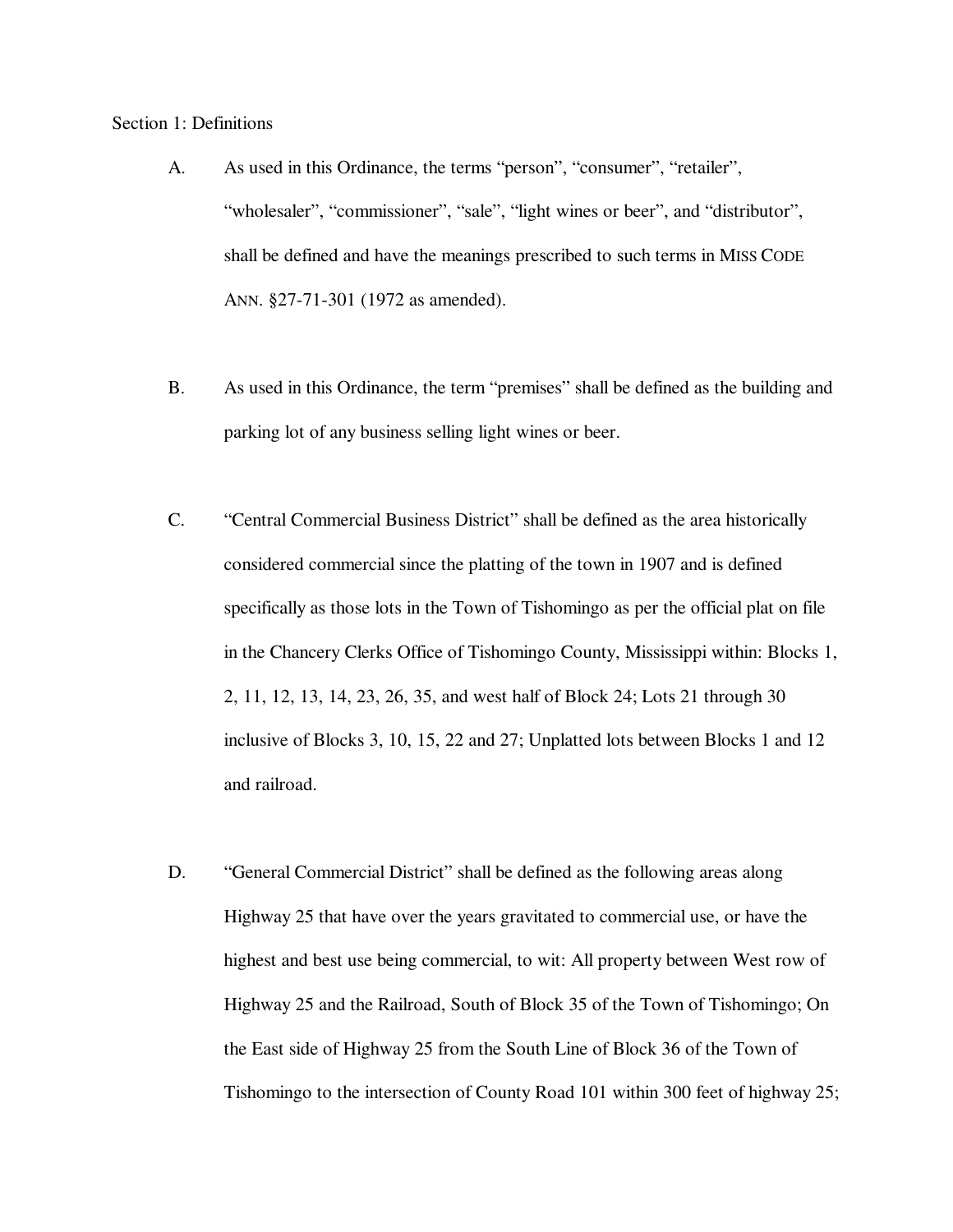Section 1: Definitions

A. As used in this Ordinance, the terms "person", "consumer", "retailer", "wholesaler", "commissioner", "sale", "light wines or beer", and "distributor", shall be defined and have the meanings prescribed to such terms in MISS CODE ANN. §27-71-301 (1972 as amended).

B. As used in this Ordinance, the term "premises" shall be defined as the building and parking lot of any business selling light wines or beer.

C. "Central Commercial Business District" shall be defined as the area historically considered commercial since the platting of the town in 1907 and is defined specifically as those lots in the Town of Tishomingo as per the official plat on file in the Chancery Clerks Office of Tishomingo County, Mississippi within: Blocks 1, 2, 11, 12, 13, 14, 23, 26, 35, and west half of Block 24; Lots 21 through 30 inclusive of Blocks 3, 10, 15, 22 and 27; Unplatted lots between Blocks 1 and 12 and railroad.

D. "General Commercial District" shall be defined as the following areas along Highway 25 that have over the years gravitated to commercial use, or have the highest and best use being commercial, to wit: All property between West row of Highway 25 and the Railroad, South of Block 35 of the Town of Tishomingo; On the East side of Highway 25 from the South Line of Block 36 of the Town of Tishomingo to the intersection of County Road 101 within 300 feet of highway 25;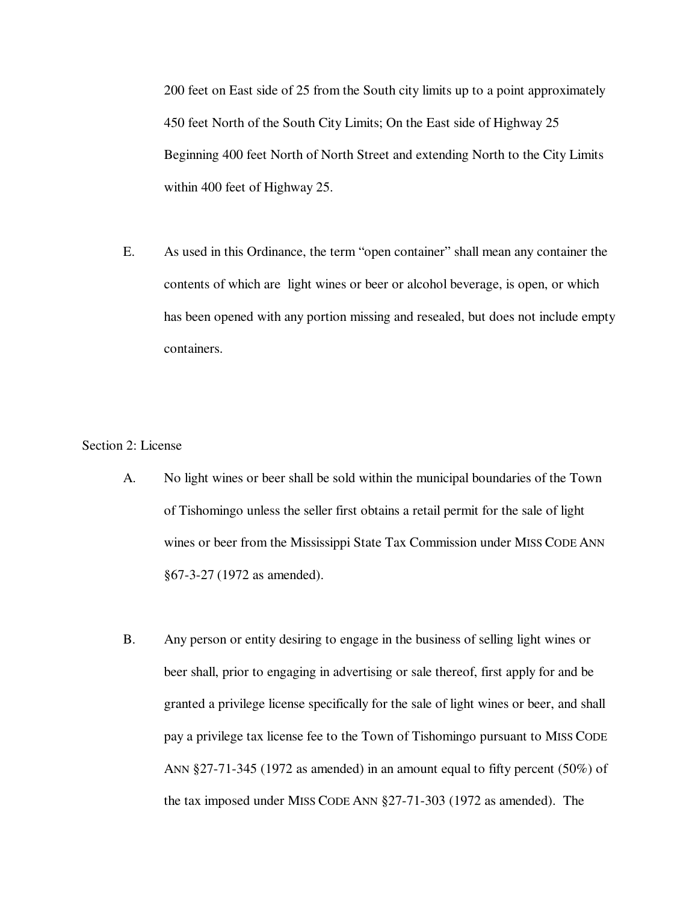200 feet on East side of 25 from the South city limits up to a point approximately 450 feet North of the South City Limits; On the East side of Highway 25 Beginning 400 feet North of North Street and extending North to the City Limits within 400 feet of Highway 25.

E. As used in this Ordinance, the term "open container" shall mean any container the contents of which are light wines or beer or alcohol beverage, is open, or which has been opened with any portion missing and resealed, but does not include empty containers.

Section 2: License

A. No light wines or beer shall be sold within the municipal boundaries of the Town of Tishomingo unless the seller first obtains a retail permit for the sale of light wines or beer from the Mississippi State Tax Commission under MISS CODE ANN §67-3-27 (1972 as amended).

B. Any person or entity desiring to engage in the business of selling light wines or beer shall, prior to engaging in advertising or sale thereof, first apply for and be granted a privilege license specifically for the sale of light wines or beer, and shall pay a privilege tax license fee to the Town of Tishomingo pursuant to MISS CODE ANN §27-71-345 (1972 as amended) in an amount equal to fifty percent (50%) of the tax imposed under MISS CODE ANN §27-71-303 (1972 as amended). The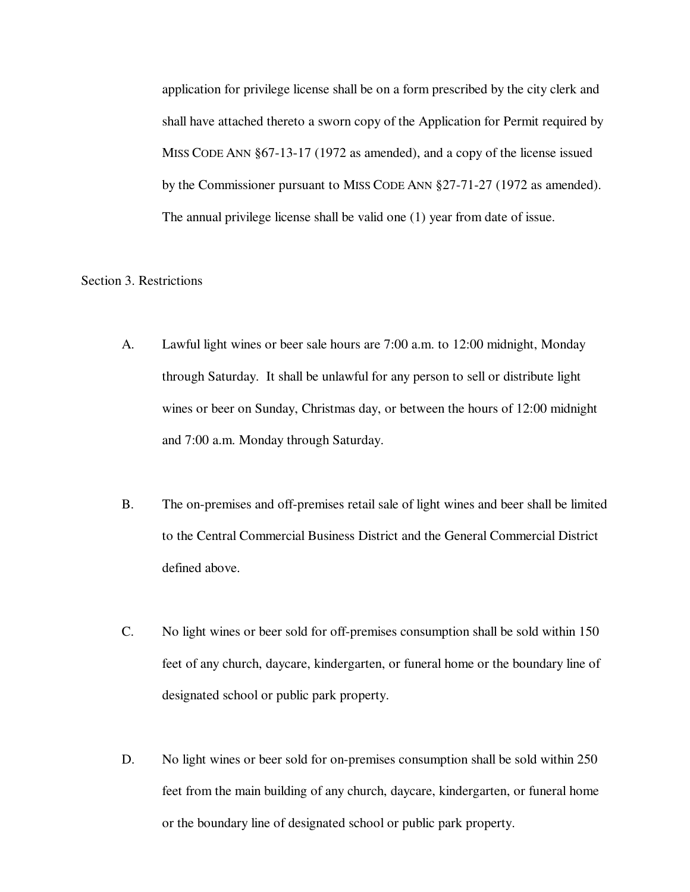application for privilege license shall be on a form prescribed by the city clerk and shall have attached thereto a sworn copy of the Application for Permit required by MISS CODE ANN §67-13-17 (1972 as amended), and a copy of the license issued by the Commissioner pursuant to MISS CODE ANN §27-71-27 (1972 as amended). The annual privilege license shall be valid one (1) year from date of issue.

Section 3. Restrictions

A. Lawful light wines or beer sale hours are 7:00 a.m. to 12:00 midnight, Monday through Saturday. It shall be unlawful for any person to sell or distribute light wines or beer on Sunday, Christmas day, or between the hours of 12:00 midnight and 7:00 a.m. Monday through Saturday.

B. The on-premises and off-premises retail sale of light wines and beer shall be limited to the Central Commercial Business District and the General Commercial District defined above.

C. No light wines or beer sold for off-premises consumption shall be sold within 150 feet of any church, daycare, kindergarten, or funeral home or the boundary line of designated school or public park property.

D. No light wines or beer sold for on-premises consumption shall be sold within 250 feet from the main building of any church, daycare, kindergarten, or funeral home or the boundary line of designated school or public park property.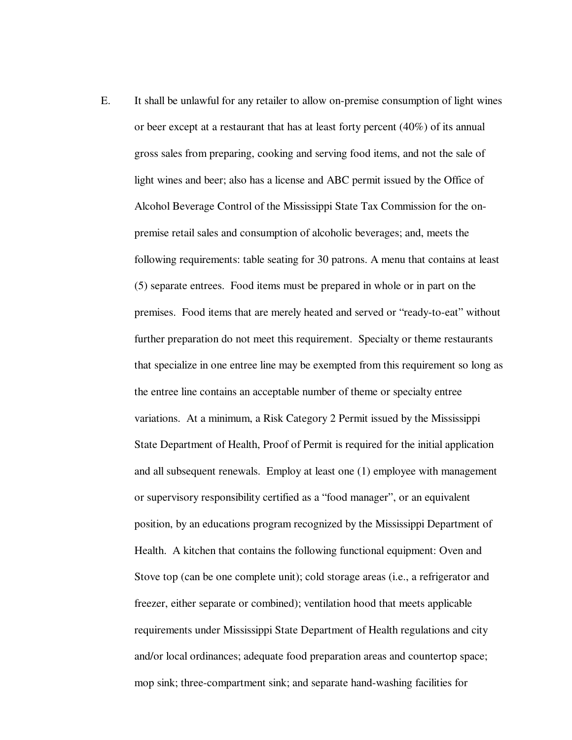E. It shall be unlawful for any retailer to allow on-premise consumption of light wines or beer except at a restaurant that has at least forty percent (40%) of its annual gross sales from preparing, cooking and serving food items, and not the sale of light wines and beer; also has a license and ABC permit issued by the Office of Alcohol Beverage Control of the Mississippi State Tax Commission for the on-premise retail sales and consumption of alcoholic beverages; and, meets the following requirements: table seating for 30 patrons. A menu that contains at least (5) separate entrees. Food items must be prepared in whole or in part on the premises. Food items that are merely heated and served or "ready-to-eat" without further preparation do not meet this requirement. Specialty or theme restaurants that specialize in one entree line may be exempted from this requirement so long as the entree line contains an acceptable number of theme or specialty entree variations. At a minimum, a Risk Category 2 Permit issued by the Mississippi State Department of Health, Proof of Permit is required for the initial application and all subsequent renewals. Employ at least one (1) employee with management or supervisory responsibility certified as a "food manager", or an equivalent position, by an educations program recognized by the Mississippi Department of Health. A kitchen that contains the following functional equipment: Oven and Stove top (can be one complete unit); cold storage areas (i.e., a refrigerator and freezer, either separate or combined); ventilation hood that meets applicable requirements under Mississippi State Department of Health regulations and city and/or local ordinances; adequate food preparation areas and countertop space; mop sink; three-compartment sink; and separate hand-washing facilities for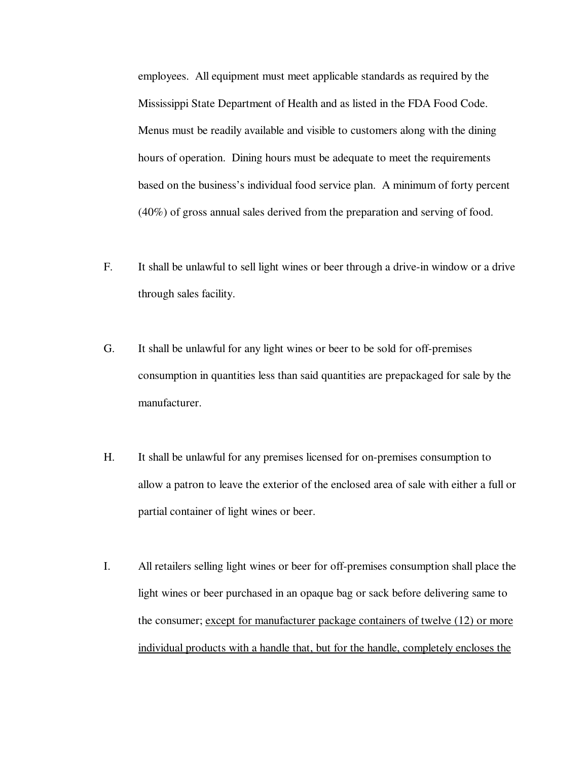employees. All equipment must meet applicable standards as required by the Mississippi State Department of Health and as listed in the FDA Food Code. Menus must be readily available and visible to customers along with the dining hours of operation. Dining hours must be adequate to meet the requirements based on the business's individual food service plan. A minimum of forty percent (40%) of gross annual sales derived from the preparation and serving of food.

F. It shall be unlawful to sell light wines or beer through a drive-in window or a drive through sales facility.

G. It shall be unlawful for any light wines or beer to be sold for off-premises consumption in quantities less than said quantities are prepackaged for sale by the manufacturer.

H. It shall be unlawful for any premises licensed for on-premises consumption to allow a patron to leave the exterior of the enclosed area of sale with either a full or partial container of light wines or beer.

I. All retailers selling light wines or beer for off-premises consumption shall place the light wines or beer purchased in an opaque bag or sack before delivering same to the consumer; <u>except for manufacturer package containers of twelve (12) or more individual products with a handle that, but for the handle, completely encloses the</u>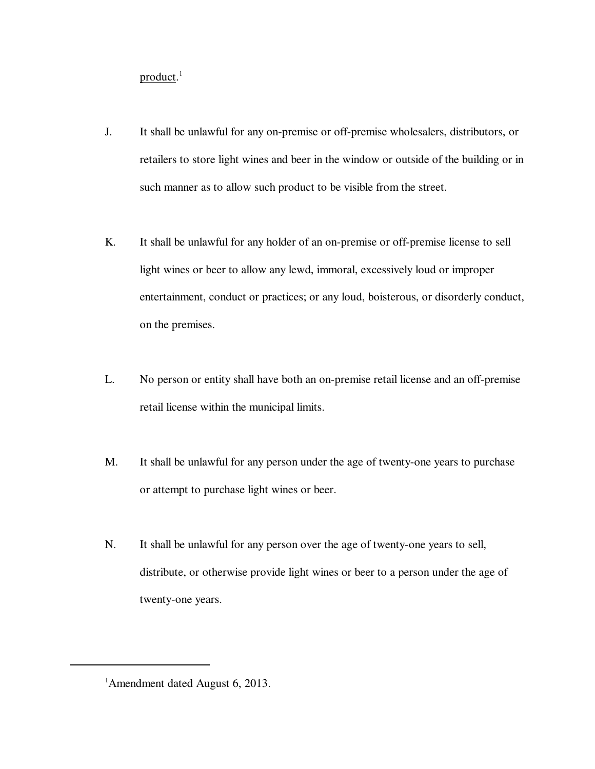product.[1]

J. It shall be unlawful for any on-premise or off-premise wholesalers, distributors, or retailers to store light wines and beer in the window or outside of the building or in such manner as to allow such product to be visible from the street.

K. It shall be unlawful for any holder of an on-premise or off-premise license to sell light wines or beer to allow any lewd, immoral, excessively loud or improper entertainment, conduct or practices; or any loud, boisterous, or disorderly conduct, on the premises.

L. No person or entity shall have both an on-premise retail license and an off-premise retail license within the municipal limits.

M. It shall be unlawful for any person under the age of twenty-one years to purchase or attempt to purchase light wines or beer.

N. It shall be unlawful for any person over the age of twenty-one years to sell, distribute, or otherwise provide light wines or beer to a person under the age of twenty-one years.

---

[1] Amendment dated August 6, 2013.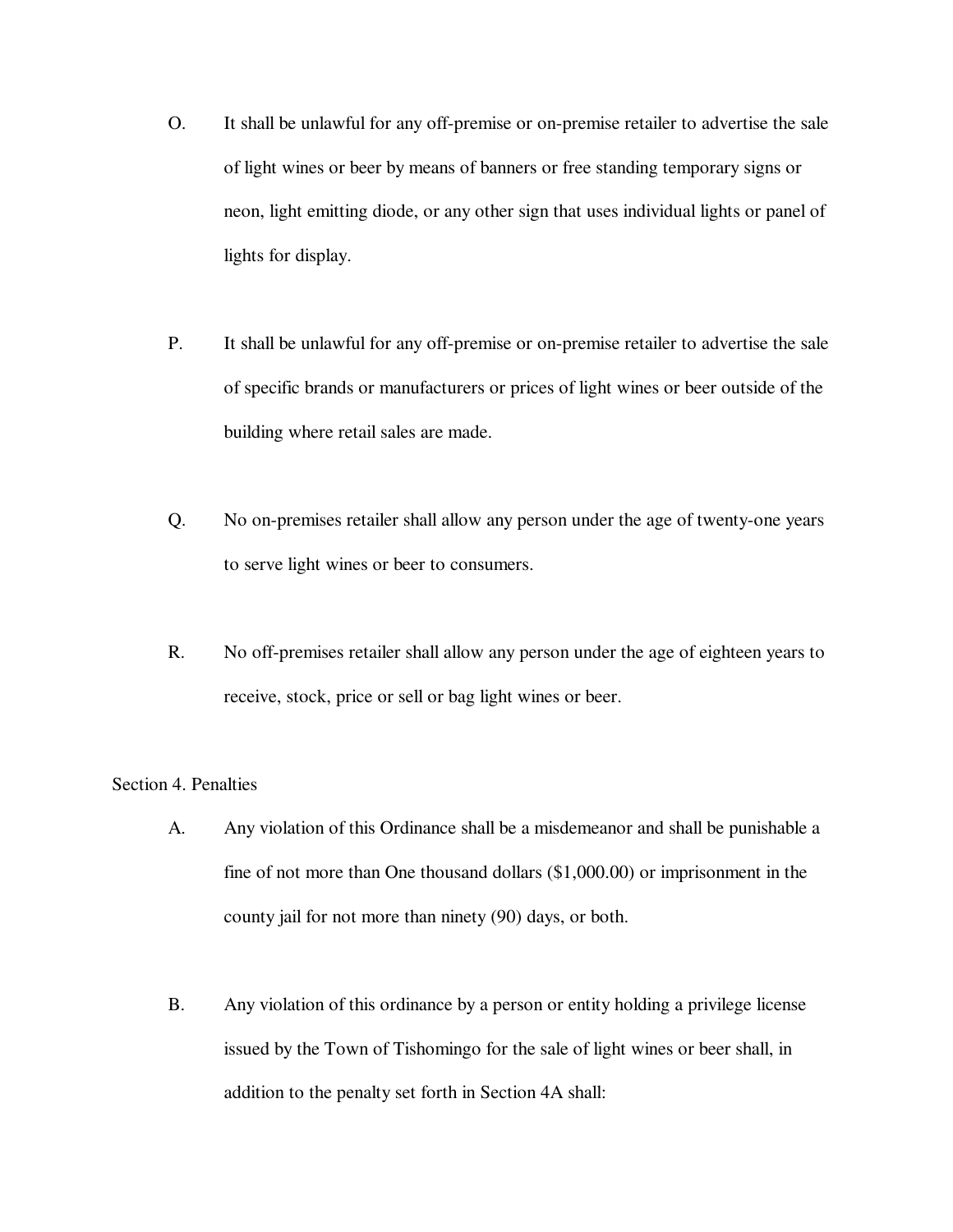O. It shall be unlawful for any off-premise or on-premise retailer to advertise the sale of light wines or beer by means of banners or free standing temporary signs or neon, light emitting diode, or any other sign that uses individual lights or panel of lights for display.

P. It shall be unlawful for any off-premise or on-premise retailer to advertise the sale of specific brands or manufacturers or prices of light wines or beer outside of the building where retail sales are made.

Q. No on-premises retailer shall allow any person under the age of twenty-one years to serve light wines or beer to consumers.

R. No off-premises retailer shall allow any person under the age of eighteen years to receive, stock, price or sell or bag light wines or beer.

Section 4. Penalties

A. Any violation of this Ordinance shall be a misdemeanor and shall be punishable a fine of not more than One thousand dollars ($1,000.00) or imprisonment in the county jail for not more than ninety (90) days, or both.

B. Any violation of this ordinance by a person or entity holding a privilege license issued by the Town of Tishomingo for the sale of light wines or beer shall, in addition to the penalty set forth in Section 4A shall: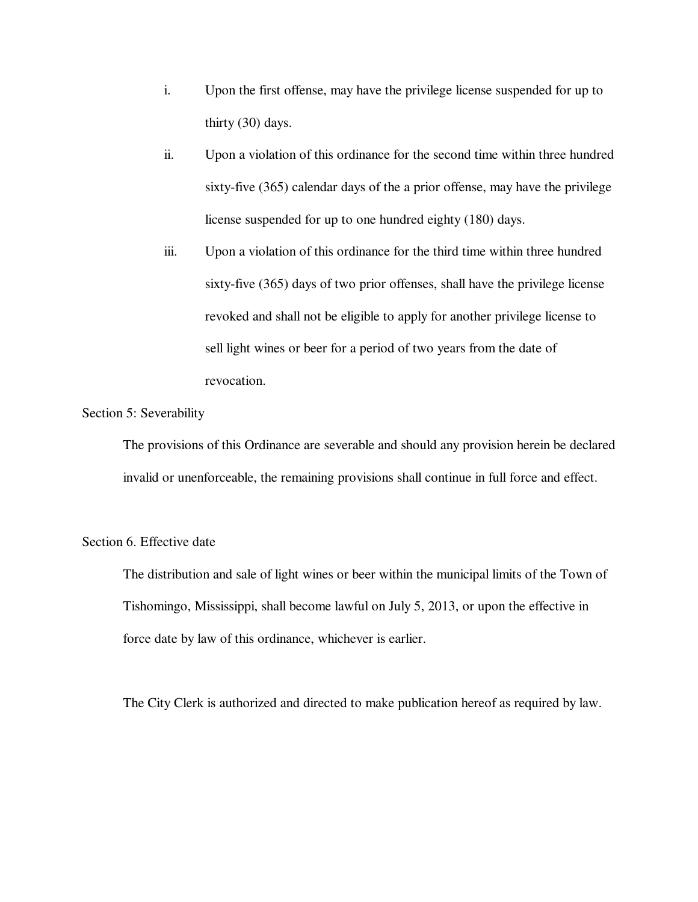i. Upon the first offense, may have the privilege license suspended for up to thirty (30) days.

ii. Upon a violation of this ordinance for the second time within three hundred sixty-five (365) calendar days of the a prior offense, may have the privilege license suspended for up to one hundred eighty (180) days.

iii. Upon a violation of this ordinance for the third time within three hundred sixty-five (365) days of two prior offenses, shall have the privilege license revoked and shall not be eligible to apply for another privilege license to sell light wines or beer for a period of two years from the date of revocation.

Section 5: Severability

The provisions of this Ordinance are severable and should any provision herein be declared invalid or unenforceable, the remaining provisions shall continue in full force and effect.

Section 6. Effective date

The distribution and sale of light wines or beer within the municipal limits of the Town of Tishomingo, Mississippi, shall become lawful on July 5, 2013, or upon the effective in force date by law of this ordinance, whichever is earlier.

The City Clerk is authorized and directed to make publication hereof as required by law.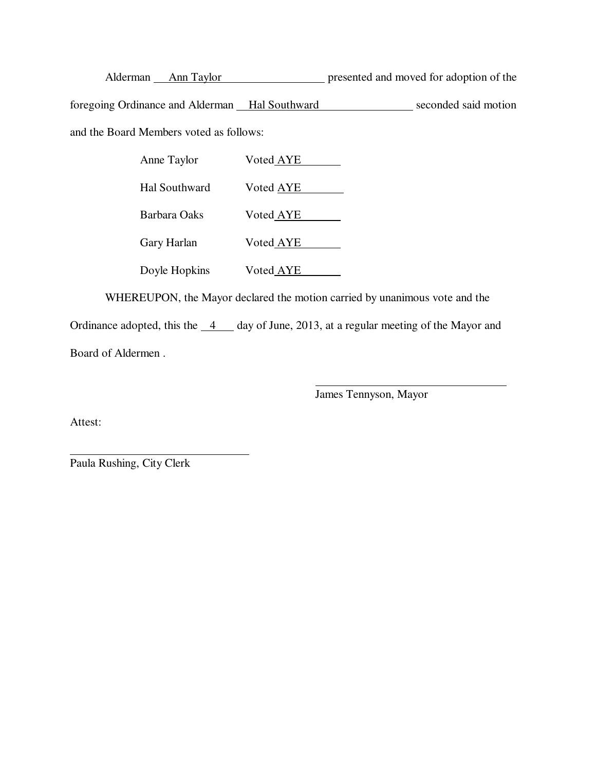Alderman Ann Taylor presented and moved for adoption of the foregoing Ordinance and Alderman Hal Southward seconded said motion and the Board Members voted as follows:

| | |
|---|---|
| Anne Taylor | Voted AYE |
| Hal Southward | Voted AYE |
| Barbara Oaks | Voted AYE |
| Gary Harlan | Voted AYE |
| Doyle Hopkins | Voted AYE |

WHEREUPON, the Mayor declared the motion carried by unanimous vote and the Ordinance adopted, this the 4 day of June, 2013, at a regular meeting of the Mayor and Board of Aldermen .

James Tennyson, Mayor

Attest:

Paula Rushing, City Clerk